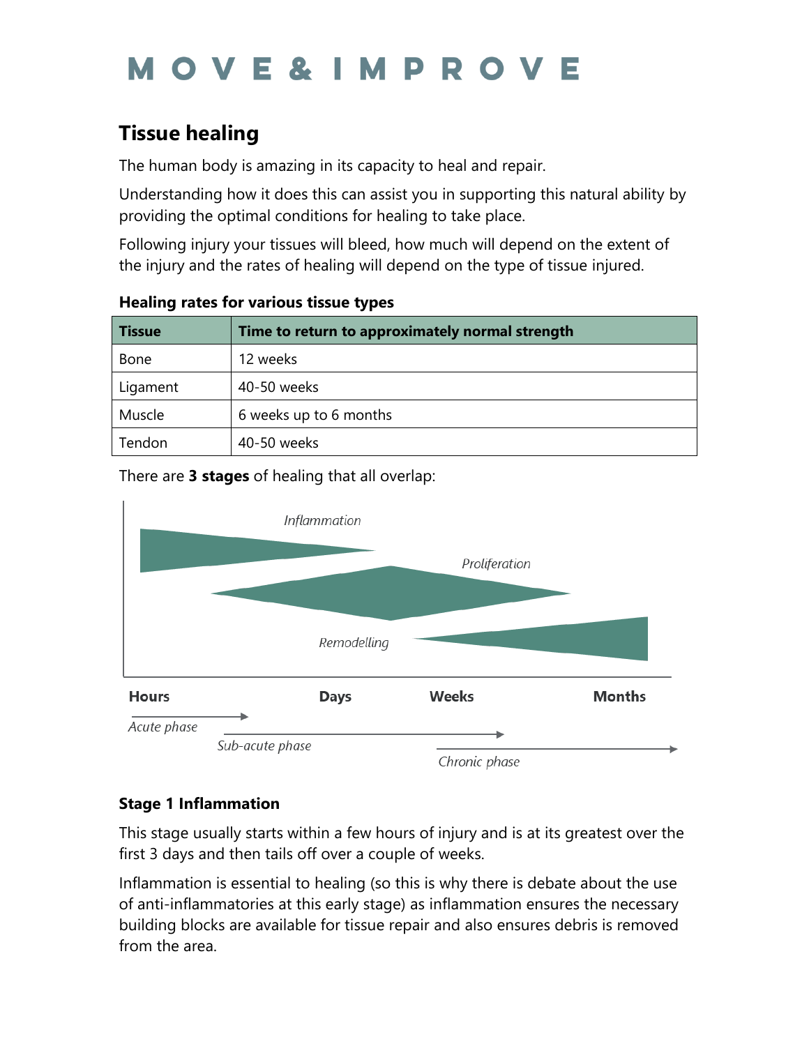# MOVE & IMPROVE

## Tissue healing

The human body is amazing in its capacity to heal and repair.

Understanding how it does this can assist you in supporting this natural ability by providing the optimal conditions for healing to take place.

Following injury your tissues will bleed, how much will depend on the extent of the injury and the rates of healing will depend on the type of tissue injured.

**Healing rates for various tissue types**

| Tissue | Time to return to approximately normal strength |
|---|---|
| Bone | 12 weeks |
| Ligament | 40-50 weeks |
| Muscle | 6 weeks up to 6 months |
| Tendon | 40-50 weeks |

There are **3 stages** of healing that all overlap:

*Inflammation*

*Proliferation*

*Remodelling*

**Hours** **Days** **Weeks** **Months**

*Acute phase*

*Sub-acute phase*

*Chronic phase*

### Stage 1 Inflammation

This stage usually starts within a few hours of injury and is at its greatest over the first 3 days and then tails off over a couple of weeks.

Inflammation is essential to healing (so this is why there is debate about the use of anti-inflammatories at this early stage) as inflammation ensures the necessary building blocks are available for tissue repair and also ensures debris is removed from the area.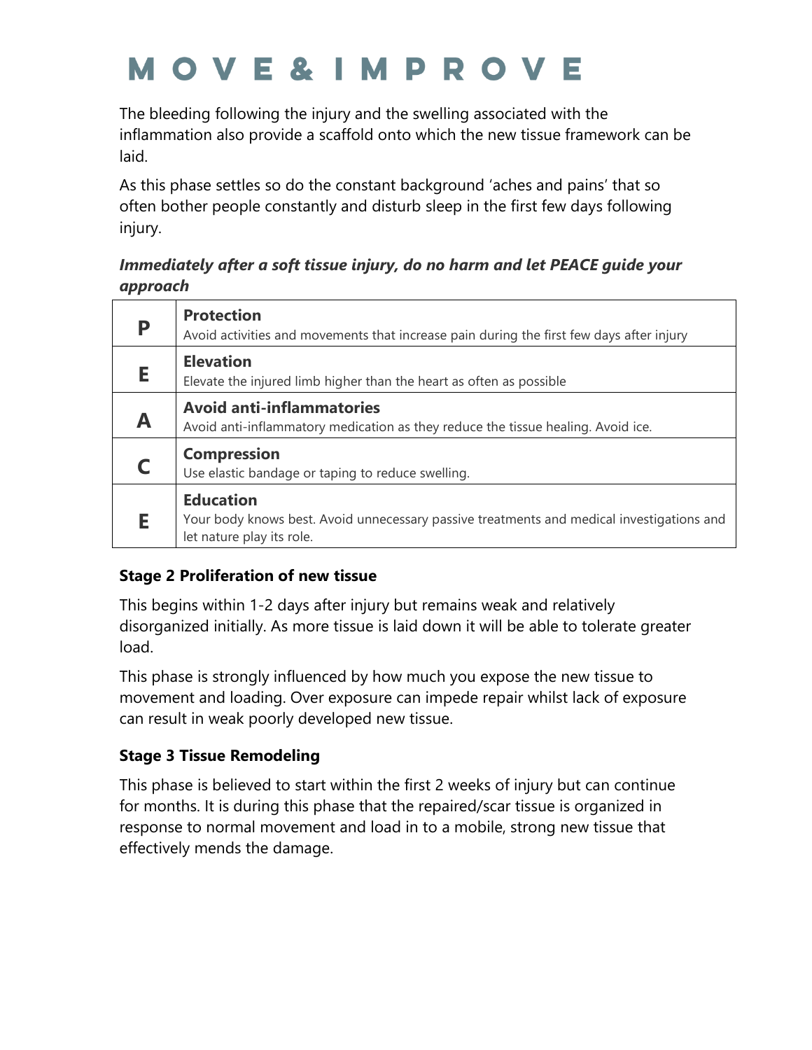The bleeding following the injury and the swelling associated with the inflammation also provide a scaffold onto which the new tissue framework can be laid.

As this phase settles so do the constant background 'aches and pains' that so often bother people constantly and disturb sleep in the first few days following injury.

***Immediately after a soft tissue injury, do no harm and let PEACE guide your approach***

| | |
|---|---|
| **P** | **Protection**<br>Avoid activities and movements that increase pain during the first few days after injury |
| **E** | **Elevation**<br>Elevate the injured limb higher than the heart as often as possible |
| **A** | **Avoid anti-inflammatories**<br>Avoid anti-inflammatory medication as they reduce the tissue healing. Avoid ice. |
| **C** | **Compression**<br>Use elastic bandage or taping to reduce swelling. |
| **E** | **Education**<br>Your body knows best. Avoid unnecessary passive treatments and medical investigations and let nature play its role. |

**Stage 2 Proliferation of new tissue**

This begins within 1-2 days after injury but remains weak and relatively disorganized initially. As more tissue is laid down it will be able to tolerate greater load.

This phase is strongly influenced by how much you expose the new tissue to movement and loading. Over exposure can impede repair whilst lack of exposure can result in weak poorly developed new tissue.

**Stage 3 Tissue Remodeling**

This phase is believed to start within the first 2 weeks of injury but can continue for months. It is during this phase that the repaired/scar tissue is organized in response to normal movement and load in to a mobile, strong new tissue that effectively mends the damage.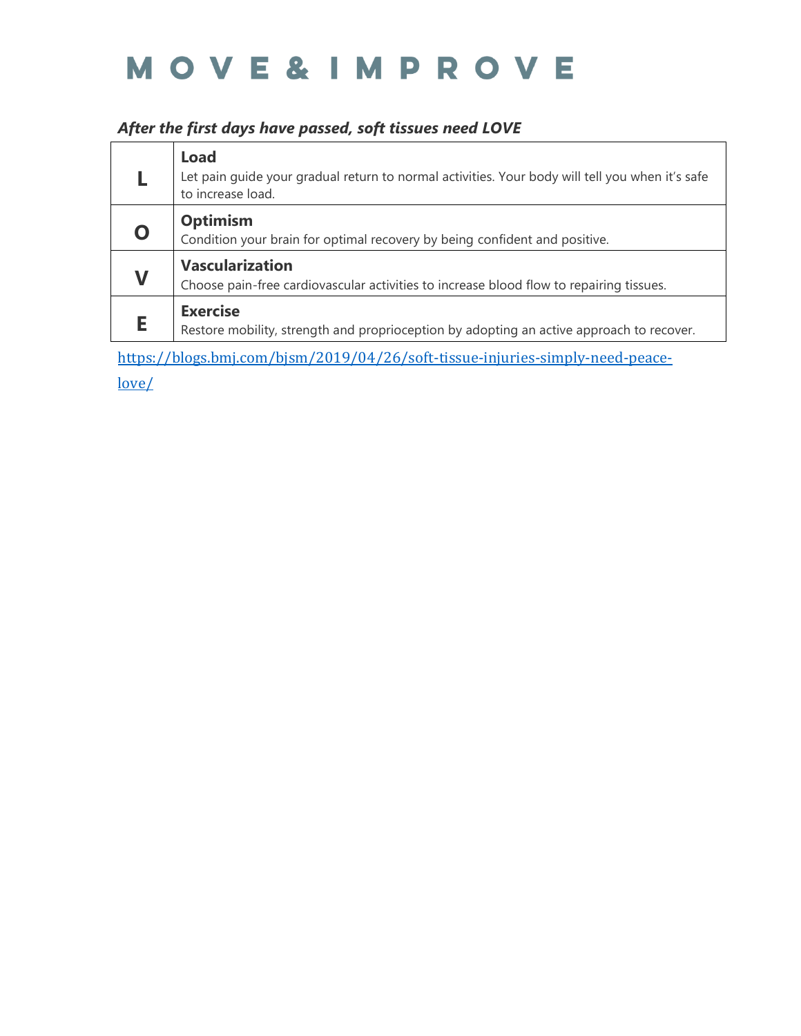# MOVE & IMPROVE

***After the first days have passed, soft tissues need LOVE***

| | |
|---|---|
| **L** | **Load**<br>Let pain guide your gradual return to normal activities. Your body will tell you when it's safe to increase load. |
| **O** | **Optimism**<br>Condition your brain for optimal recovery by being confident and positive. |
| **V** | **Vascularization**<br>Choose pain-free cardiovascular activities to increase blood flow to repairing tissues. |
| **E** | **Exercise**<br>Restore mobility, strength and proprioception by adopting an active approach to recover. |

https://blogs.bmj.com/bjsm/2019/04/26/soft-tissue-injuries-simply-need-peace-love/